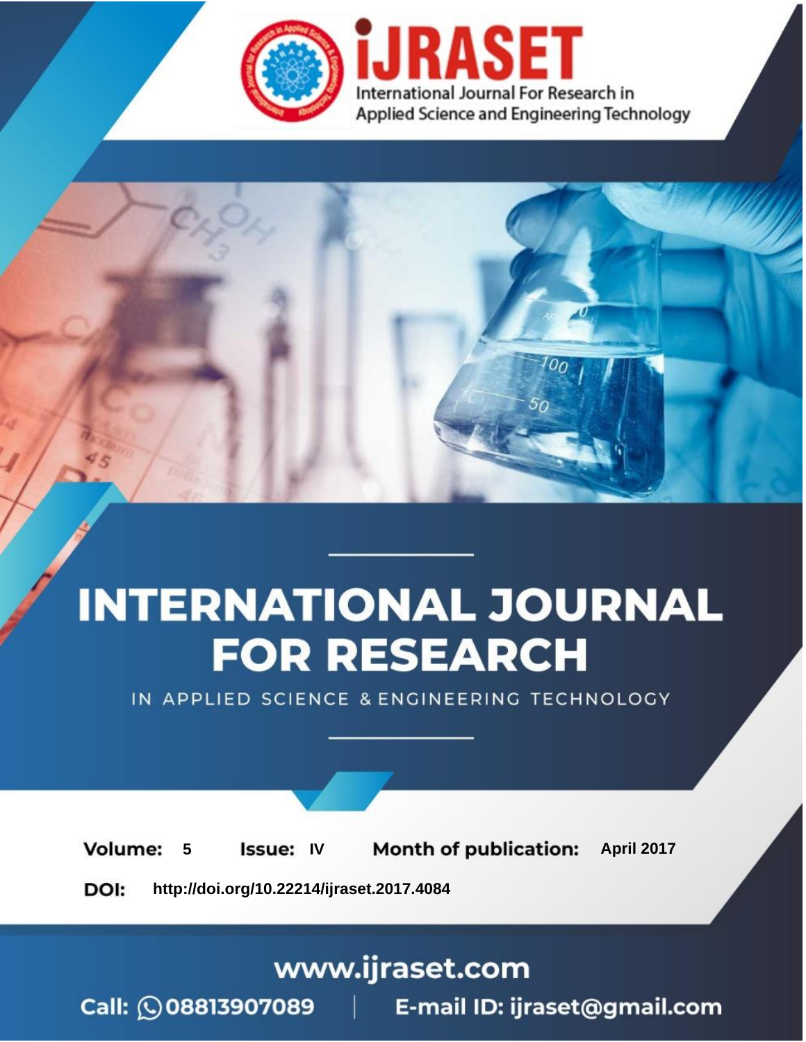iJRASET

International Journal For Research in Applied Science and Engineering Technology

# INTERNATIONAL JOURNAL FOR RESEARCH

IN APPLIED SCIENCE & ENGINEERING TECHNOLOGY

**Volume:** 5 **Issue:** IV **Month of publication:** April 2017

**DOI:** http://doi.org/10.22214/ijraset.2017.4084

www.ijraset.com

Call: 08813907089 | E-mail ID: ijraset@gmail.com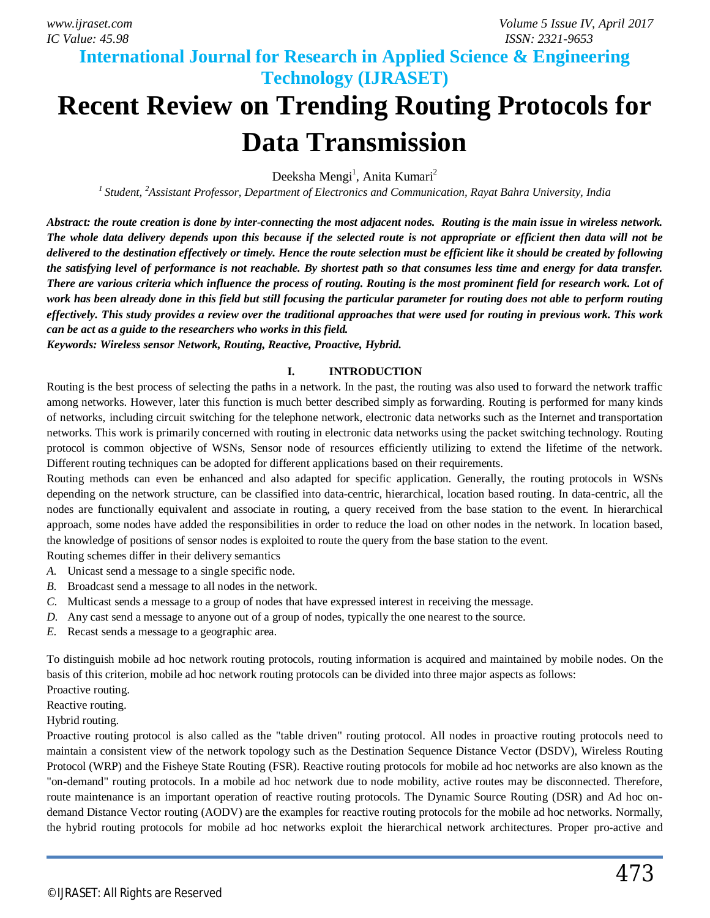# Recent Review on Trending Routing Protocols for Data Transmission

Deeksha Mengi[1], Anita Kumari[2]

*[1] Student, [2]Assistant Professor, Department of Electronics and Communication, Rayat Bahra University, India*

***Abstract:** the route creation is done by inter-connecting the most adjacent nodes. Routing is the main issue in wireless network. The whole data delivery depends upon this because if the selected route is not appropriate or efficient then data will not be delivered to the destination effectively or timely. Hence the route selection must be efficient like it should be created by following the satisfying level of performance is not reachable. By shortest path so that consumes less time and energy for data transfer. There are various criteria which influence the process of routing. Routing is the most prominent field for research work. Lot of work has been already done in this field but still focusing the particular parameter for routing does not able to perform routing effectively. This study provides a review over the traditional approaches that were used for routing in previous work. This work can be act as a guide to the researchers who works in this field.*

***Keywords:** Wireless sensor Network, Routing, Reactive, Proactive, Hybrid.*

## I. INTRODUCTION

Routing is the best process of selecting the paths in a network. In the past, the routing was also used to forward the network traffic among networks. However, later this function is much better described simply as forwarding. Routing is performed for many kinds of networks, including circuit switching for the telephone network, electronic data networks such as the Internet and transportation networks. This work is primarily concerned with routing in electronic data networks using the packet switching technology. Routing protocol is common objective of WSNs, Sensor node of resources efficiently utilizing to extend the lifetime of the network. Different routing techniques can be adopted for different applications based on their requirements.

Routing methods can even be enhanced and also adapted for specific application. Generally, the routing protocols in WSNs depending on the network structure, can be classified into data-centric, hierarchical, location based routing. In data-centric, all the nodes are functionally equivalent and associate in routing, a query received from the base station to the event. In hierarchical approach, some nodes have added the responsibilities in order to reduce the load on other nodes in the network. In location based, the knowledge of positions of sensor nodes is exploited to route the query from the base station to the event.

Routing schemes differ in their delivery semantics

*A.* Unicast send a message to a single specific node.

*B.* Broadcast send a message to all nodes in the network.

*C.* Multicast sends a message to a group of nodes that have expressed interest in receiving the message.

*D.* Any cast send a message to anyone out of a group of nodes, typically the one nearest to the source.

*E.* Recast sends a message to a geographic area.

To distinguish mobile ad hoc network routing protocols, routing information is acquired and maintained by mobile nodes. On the basis of this criterion, mobile ad hoc network routing protocols can be divided into three major aspects as follows:

Proactive routing.

Reactive routing.

Hybrid routing.

Proactive routing protocol is also called as the "table driven" routing protocol. All nodes in proactive routing protocols need to maintain a consistent view of the network topology such as the Destination Sequence Distance Vector (DSDV), Wireless Routing Protocol (WRP) and the Fisheye State Routing (FSR). Reactive routing protocols for mobile ad hoc networks are also known as the "on-demand" routing protocols. In a mobile ad hoc network due to node mobility, active routes may be disconnected. Therefore, route maintenance is an important operation of reactive routing protocols. The Dynamic Source Routing (DSR) and Ad hoc on-demand Distance Vector routing (AODV) are the examples for reactive routing protocols for the mobile ad hoc networks. Normally, the hybrid routing protocols for mobile ad hoc networks exploit the hierarchical network architectures. Proper pro-active and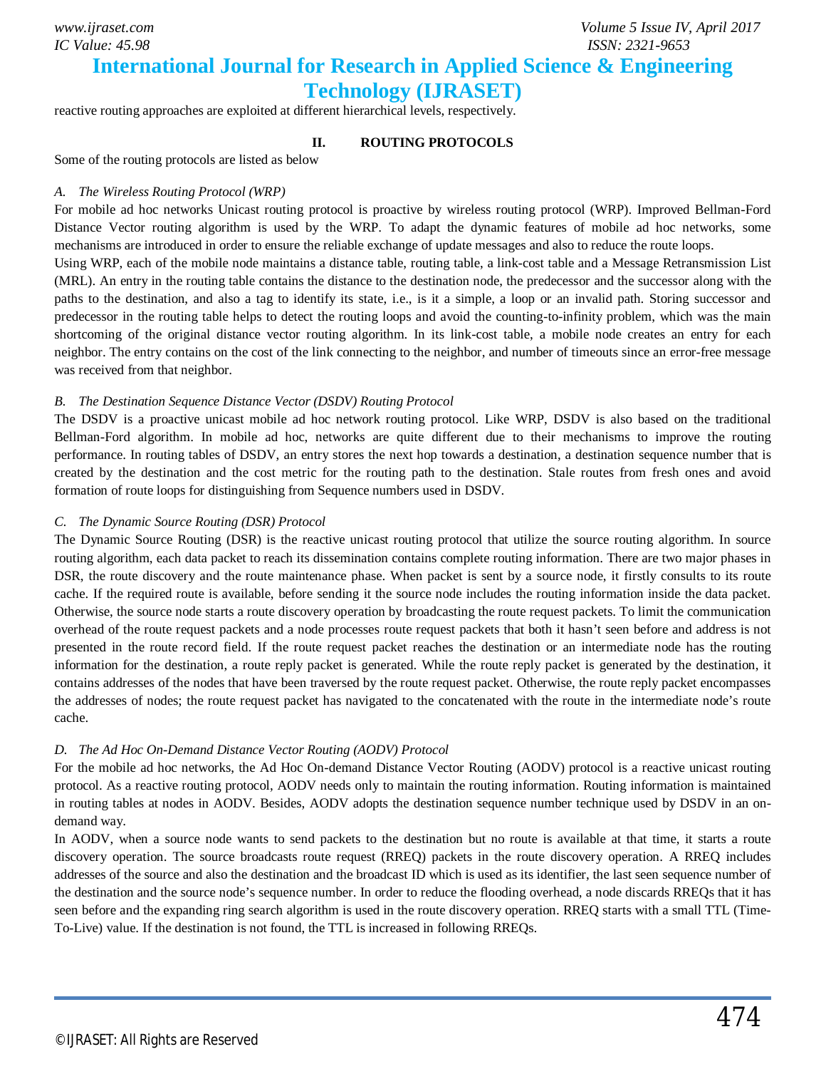reactive routing approaches are exploited at different hierarchical levels, respectively.

## II. ROUTING PROTOCOLS

Some of the routing protocols are listed as below

### *A. The Wireless Routing Protocol (WRP)*

For mobile ad hoc networks Unicast routing protocol is proactive by wireless routing protocol (WRP). Improved Bellman-Ford Distance Vector routing algorithm is used by the WRP. To adapt the dynamic features of mobile ad hoc networks, some mechanisms are introduced in order to ensure the reliable exchange of update messages and also to reduce the route loops.

Using WRP, each of the mobile node maintains a distance table, routing table, a link-cost table and a Message Retransmission List (MRL). An entry in the routing table contains the distance to the destination node, the predecessor and the successor along with the paths to the destination, and also a tag to identify its state, i.e., is it a simple, a loop or an invalid path. Storing successor and predecessor in the routing table helps to detect the routing loops and avoid the counting-to-infinity problem, which was the main shortcoming of the original distance vector routing algorithm. In its link-cost table, a mobile node creates an entry for each neighbor. The entry contains on the cost of the link connecting to the neighbor, and number of timeouts since an error-free message was received from that neighbor.

### *B. The Destination Sequence Distance Vector (DSDV) Routing Protocol*

The DSDV is a proactive unicast mobile ad hoc network routing protocol. Like WRP, DSDV is also based on the traditional Bellman-Ford algorithm. In mobile ad hoc, networks are quite different due to their mechanisms to improve the routing performance. In routing tables of DSDV, an entry stores the next hop towards a destination, a destination sequence number that is created by the destination and the cost metric for the routing path to the destination. Stale routes from fresh ones and avoid formation of route loops for distinguishing from Sequence numbers used in DSDV.

### *C. The Dynamic Source Routing (DSR) Protocol*

The Dynamic Source Routing (DSR) is the reactive unicast routing protocol that utilize the source routing algorithm. In source routing algorithm, each data packet to reach its dissemination contains complete routing information. There are two major phases in DSR, the route discovery and the route maintenance phase. When packet is sent by a source node, it firstly consults to its route cache. If the required route is available, before sending it the source node includes the routing information inside the data packet. Otherwise, the source node starts a route discovery operation by broadcasting the route request packets. To limit the communication overhead of the route request packets and a node processes route request packets that both it hasn't seen before and address is not presented in the route record field. If the route request packet reaches the destination or an intermediate node has the routing information for the destination, a route reply packet is generated. While the route reply packet is generated by the destination, it contains addresses of the nodes that have been traversed by the route request packet. Otherwise, the route reply packet encompasses the addresses of nodes; the route request packet has navigated to the concatenated with the route in the intermediate node's route cache.

### *D. The Ad Hoc On-Demand Distance Vector Routing (AODV) Protocol*

For the mobile ad hoc networks, the Ad Hoc On-demand Distance Vector Routing (AODV) protocol is a reactive unicast routing protocol. As a reactive routing protocol, AODV needs only to maintain the routing information. Routing information is maintained in routing tables at nodes in AODV. Besides, AODV adopts the destination sequence number technique used by DSDV in an on-demand way.

In AODV, when a source node wants to send packets to the destination but no route is available at that time, it starts a route discovery operation. The source broadcasts route request (RREQ) packets in the route discovery operation. A RREQ includes addresses of the source and also the destination and the broadcast ID which is used as its identifier, the last seen sequence number of the destination and the source node's sequence number. In order to reduce the flooding overhead, a node discards RREQs that it has seen before and the expanding ring search algorithm is used in the route discovery operation. RREQ starts with a small TTL (Time-To-Live) value. If the destination is not found, the TTL is increased in following RREQs.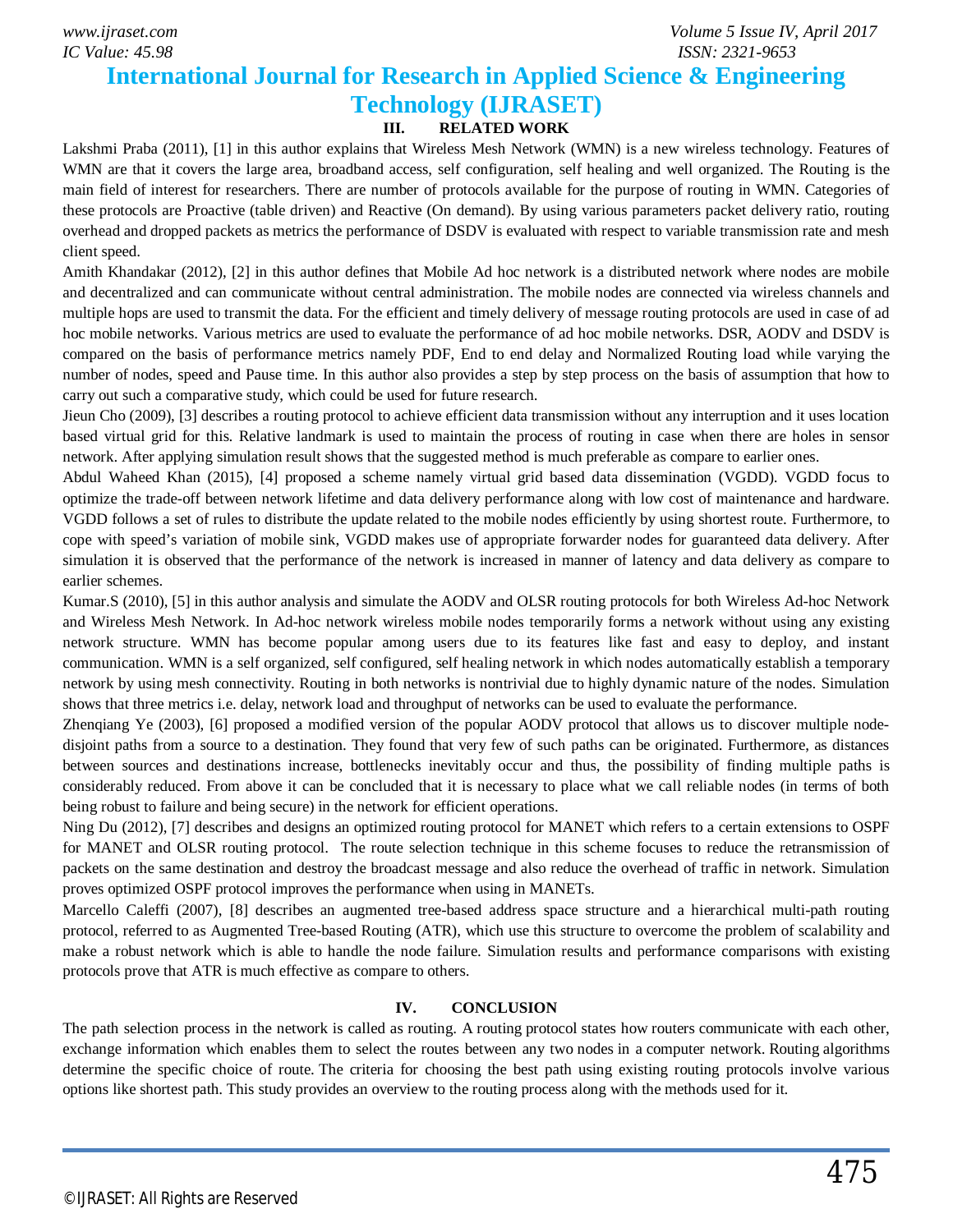## III. RELATED WORK

Lakshmi Praba (2011), [1] in this author explains that Wireless Mesh Network (WMN) is a new wireless technology. Features of WMN are that it covers the large area, broadband access, self configuration, self healing and well organized. The Routing is the main field of interest for researchers. There are number of protocols available for the purpose of routing in WMN. Categories of these protocols are Proactive (table driven) and Reactive (On demand). By using various parameters packet delivery ratio, routing overhead and dropped packets as metrics the performance of DSDV is evaluated with respect to variable transmission rate and mesh client speed.

Amith Khandakar (2012), [2] in this author defines that Mobile Ad hoc network is a distributed network where nodes are mobile and decentralized and can communicate without central administration. The mobile nodes are connected via wireless channels and multiple hops are used to transmit the data. For the efficient and timely delivery of message routing protocols are used in case of ad hoc mobile networks. Various metrics are used to evaluate the performance of ad hoc mobile networks. DSR, AODV and DSDV is compared on the basis of performance metrics namely PDF, End to end delay and Normalized Routing load while varying the number of nodes, speed and Pause time. In this author also provides a step by step process on the basis of assumption that how to carry out such a comparative study, which could be used for future research.

Jieun Cho (2009), [3] describes a routing protocol to achieve efficient data transmission without any interruption and it uses location based virtual grid for this. Relative landmark is used to maintain the process of routing in case when there are holes in sensor network. After applying simulation result shows that the suggested method is much preferable as compare to earlier ones.

Abdul Waheed Khan (2015), [4] proposed a scheme namely virtual grid based data dissemination (VGDD). VGDD focus to optimize the trade-off between network lifetime and data delivery performance along with low cost of maintenance and hardware. VGDD follows a set of rules to distribute the update related to the mobile nodes efficiently by using shortest route. Furthermore, to cope with speed's variation of mobile sink, VGDD makes use of appropriate forwarder nodes for guaranteed data delivery. After simulation it is observed that the performance of the network is increased in manner of latency and data delivery as compare to earlier schemes.

Kumar.S (2010), [5] in this author analysis and simulate the AODV and OLSR routing protocols for both Wireless Ad-hoc Network and Wireless Mesh Network. In Ad-hoc network wireless mobile nodes temporarily forms a network without using any existing network structure. WMN has become popular among users due to its features like fast and easy to deploy, and instant communication. WMN is a self organized, self configured, self healing network in which nodes automatically establish a temporary network by using mesh connectivity. Routing in both networks is nontrivial due to highly dynamic nature of the nodes. Simulation shows that three metrics i.e. delay, network load and throughput of networks can be used to evaluate the performance.

Zhenqiang Ye (2003), [6] proposed a modified version of the popular AODV protocol that allows us to discover multiple node-disjoint paths from a source to a destination. They found that very few of such paths can be originated. Furthermore, as distances between sources and destinations increase, bottlenecks inevitably occur and thus, the possibility of finding multiple paths is considerably reduced. From above it can be concluded that it is necessary to place what we call reliable nodes (in terms of both being robust to failure and being secure) in the network for efficient operations.

Ning Du (2012), [7] describes and designs an optimized routing protocol for MANET which refers to a certain extensions to OSPF for MANET and OLSR routing protocol. The route selection technique in this scheme focuses to reduce the retransmission of packets on the same destination and destroy the broadcast message and also reduce the overhead of traffic in network. Simulation proves optimized OSPF protocol improves the performance when using in MANETs.

Marcello Caleffi (2007), [8] describes an augmented tree-based address space structure and a hierarchical multi-path routing protocol, referred to as Augmented Tree-based Routing (ATR), which use this structure to overcome the problem of scalability and make a robust network which is able to handle the node failure. Simulation results and performance comparisons with existing protocols prove that ATR is much effective as compare to others.

## IV. CONCLUSION

The path selection process in the network is called as routing. A routing protocol states how routers communicate with each other, exchange information which enables them to select the routes between any two nodes in a computer network. Routing algorithms determine the specific choice of route. The criteria for choosing the best path using existing routing protocols involve various options like shortest path. This study provides an overview to the routing process along with the methods used for it.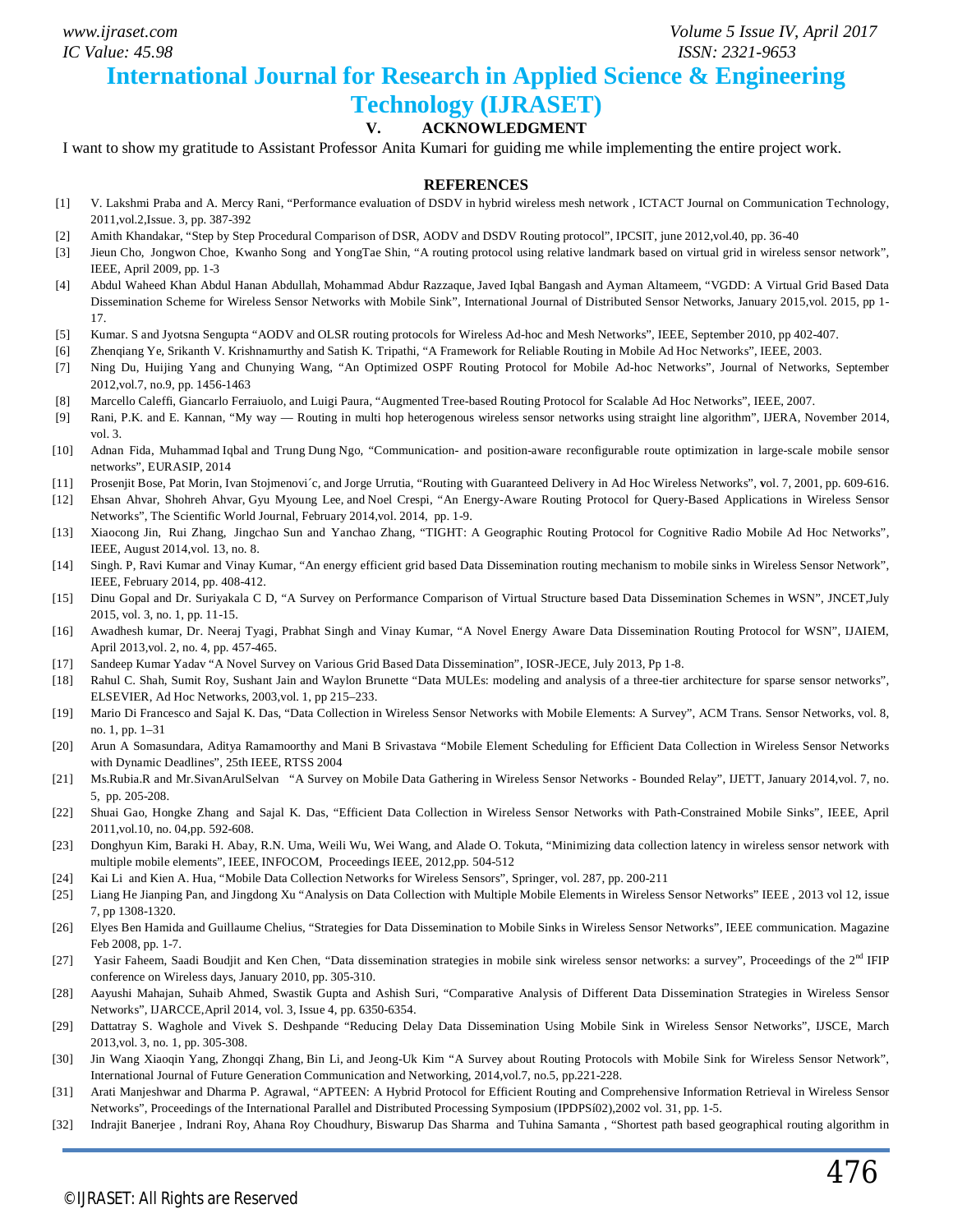## V. ACKNOWLEDGMENT

I want to show my gratitude to Assistant Professor Anita Kumari for guiding me while implementing the entire project work.

## REFERENCES

[1] V. Lakshmi Praba and A. Mercy Rani, "Performance evaluation of DSDV in hybrid wireless mesh network , ICTACT Journal on Communication Technology, 2011,vol.2,Issue. 3, pp. 387-392

[2] Amith Khandakar, "Step by Step Procedural Comparison of DSR, AODV and DSDV Routing protocol", IPCSIT, june 2012,vol.40, pp. 36-40

[3] Jieun Cho, Jongwon Choe, Kwanho Song and YongTae Shin, "A routing protocol using relative landmark based on virtual grid in wireless sensor network", IEEE, April 2009, pp. 1-3

[4] Abdul Waheed Khan Abdul Hanan Abdullah, Mohammad Abdur Razzaque, Javed Iqbal Bangash and Ayman Altameem, "VGDD: A Virtual Grid Based Data Dissemination Scheme for Wireless Sensor Networks with Mobile Sink", International Journal of Distributed Sensor Networks, January 2015,vol. 2015, pp 1-17.

[5] Kumar. S and Jyotsna Sengupta "AODV and OLSR routing protocols for Wireless Ad-hoc and Mesh Networks", IEEE, September 2010, pp 402-407.

[6] Zhenqiang Ye, Srikanth V. Krishnamurthy and Satish K. Tripathi, "A Framework for Reliable Routing in Mobile Ad Hoc Networks", IEEE, 2003.

[7] Ning Du, Huijing Yang and Chunying Wang, "An Optimized OSPF Routing Protocol for Mobile Ad-hoc Networks", Journal of Networks, September 2012,vol.7, no.9, pp. 1456-1463

[8] Marcello Caleffi, Giancarlo Ferraiuolo, and Luigi Paura, "Augmented Tree-based Routing Protocol for Scalable Ad Hoc Networks", IEEE, 2007.

[9] Rani, P.K. and E. Kannan, "My way — Routing in multi hop heterogenous wireless sensor networks using straight line algorithm", IJERA, November 2014, vol. 3.

[10] Adnan Fida, Muhammad Iqbal and Trung Dung Ngo, "Communication- and position-aware reconfigurable route optimization in large-scale mobile sensor networks", EURASIP, 2014

[11] Prosenjit Bose, Pat Morin, Ivan Stojmenovi´c, and Jorge Urrutia, "Routing with Guaranteed Delivery in Ad Hoc Wireless Networks", **v**ol. 7, 2001, pp. 609-616.

[12] Ehsan Ahvar, Shohreh Ahvar, Gyu Myoung Lee, and Noel Crespi, "An Energy-Aware Routing Protocol for Query-Based Applications in Wireless Sensor Networks", The Scientific World Journal, February 2014,vol. 2014, pp. 1-9.

[13] Xiaocong Jin, Rui Zhang, Jingchao Sun and Yanchao Zhang, "TIGHT: A Geographic Routing Protocol for Cognitive Radio Mobile Ad Hoc Networks", IEEE, August 2014,vol. 13, no. 8.

[14] Singh. P, Ravi Kumar and Vinay Kumar, "An energy efficient grid based Data Dissemination routing mechanism to mobile sinks in Wireless Sensor Network", IEEE, February 2014, pp. 408-412.

[15] Dinu Gopal and Dr. Suriyakala C D, "A Survey on Performance Comparison of Virtual Structure based Data Dissemination Schemes in WSN", JNCET,July 2015, vol. 3, no. 1, pp. 11-15.

[16] Awadhesh kumar, Dr. Neeraj Tyagi, Prabhat Singh and Vinay Kumar, "A Novel Energy Aware Data Dissemination Routing Protocol for WSN", IJAIEM, April 2013,vol. 2, no. 4, pp. 457-465.

[17] Sandeep Kumar Yadav "A Novel Survey on Various Grid Based Data Dissemination", IOSR-JECE, July 2013, Pp 1-8.

[18] Rahul C. Shah, Sumit Roy, Sushant Jain and Waylon Brunette "Data MULEs: modeling and analysis of a three-tier architecture for sparse sensor networks", ELSEVIER, Ad Hoc Networks, 2003,vol. 1, pp 215–233.

[19] Mario Di Francesco and Sajal K. Das, "Data Collection in Wireless Sensor Networks with Mobile Elements: A Survey", ACM Trans. Sensor Networks, vol. 8, no. 1, pp. 1–31

[20] Arun A Somasundara, Aditya Ramamoorthy and Mani B Srivastava "Mobile Element Scheduling for Efficient Data Collection in Wireless Sensor Networks with Dynamic Deadlines", 25th IEEE, RTSS 2004

[21] Ms.Rubia.R and Mr.SivanArulSelvan "A Survey on Mobile Data Gathering in Wireless Sensor Networks - Bounded Relay", IJETT, January 2014,vol. 7, no. 5, pp. 205-208.

[22] Shuai Gao, Hongke Zhang and Sajal K. Das, "Efficient Data Collection in Wireless Sensor Networks with Path-Constrained Mobile Sinks", IEEE, April 2011,vol.10, no. 04,pp. 592-608.

[23] Donghyun Kim, Baraki H. Abay, R.N. Uma, Weili Wu, Wei Wang, and Alade O. Tokuta, "Minimizing data collection latency in wireless sensor network with multiple mobile elements", IEEE, INFOCOM, Proceedings IEEE, 2012,pp. 504-512

[24] Kai Li and Kien A. Hua, "Mobile Data Collection Networks for Wireless Sensors", Springer, vol. 287, pp. 200-211

[25] Liang He Jianping Pan, and Jingdong Xu "Analysis on Data Collection with Multiple Mobile Elements in Wireless Sensor Networks" IEEE , 2013 vol 12, issue 7, pp 1308-1320.

[26] Elyes Ben Hamida and Guillaume Chelius, "Strategies for Data Dissemination to Mobile Sinks in Wireless Sensor Networks", IEEE communication. Magazine Feb 2008, pp. 1-7.

[27] Yasir Faheem, Saadi Boudjit and Ken Chen, "Data dissemination strategies in mobile sink wireless sensor networks: a survey", Proceedings of the 2nd IFIP conference on Wireless days, January 2010, pp. 305-310.

[28] Aayushi Mahajan, Suhaib Ahmed, Swastik Gupta and Ashish Suri, "Comparative Analysis of Different Data Dissemination Strategies in Wireless Sensor Networks", IJARCCE,April 2014, vol. 3, Issue 4, pp. 6350-6354.

[29] Dattatray S. Waghole and Vivek S. Deshpande "Reducing Delay Data Dissemination Using Mobile Sink in Wireless Sensor Networks", IJSCE, March 2013,vol. 3, no. 1, pp. 305-308.

[30] Jin Wang Xiaoqin Yang, Zhongqi Zhang, Bin Li, and Jeong-Uk Kim "A Survey about Routing Protocols with Mobile Sink for Wireless Sensor Network", International Journal of Future Generation Communication and Networking, 2014,vol.7, no.5, pp.221-228.

[31] Arati Manjeshwar and Dharma P. Agrawal, "APTEEN: A Hybrid Protocol for Efficient Routing and Comprehensive Information Retrieval in Wireless Sensor Networks", Proceedings of the International Parallel and Distributed Processing Symposium (IPDPSí02),2002 vol. 31, pp. 1-5.

[32] Indrajit Banerjee , Indrani Roy, Ahana Roy Choudhury, Biswarup Das Sharma and Tuhina Samanta , "Shortest path based geographical routing algorithm in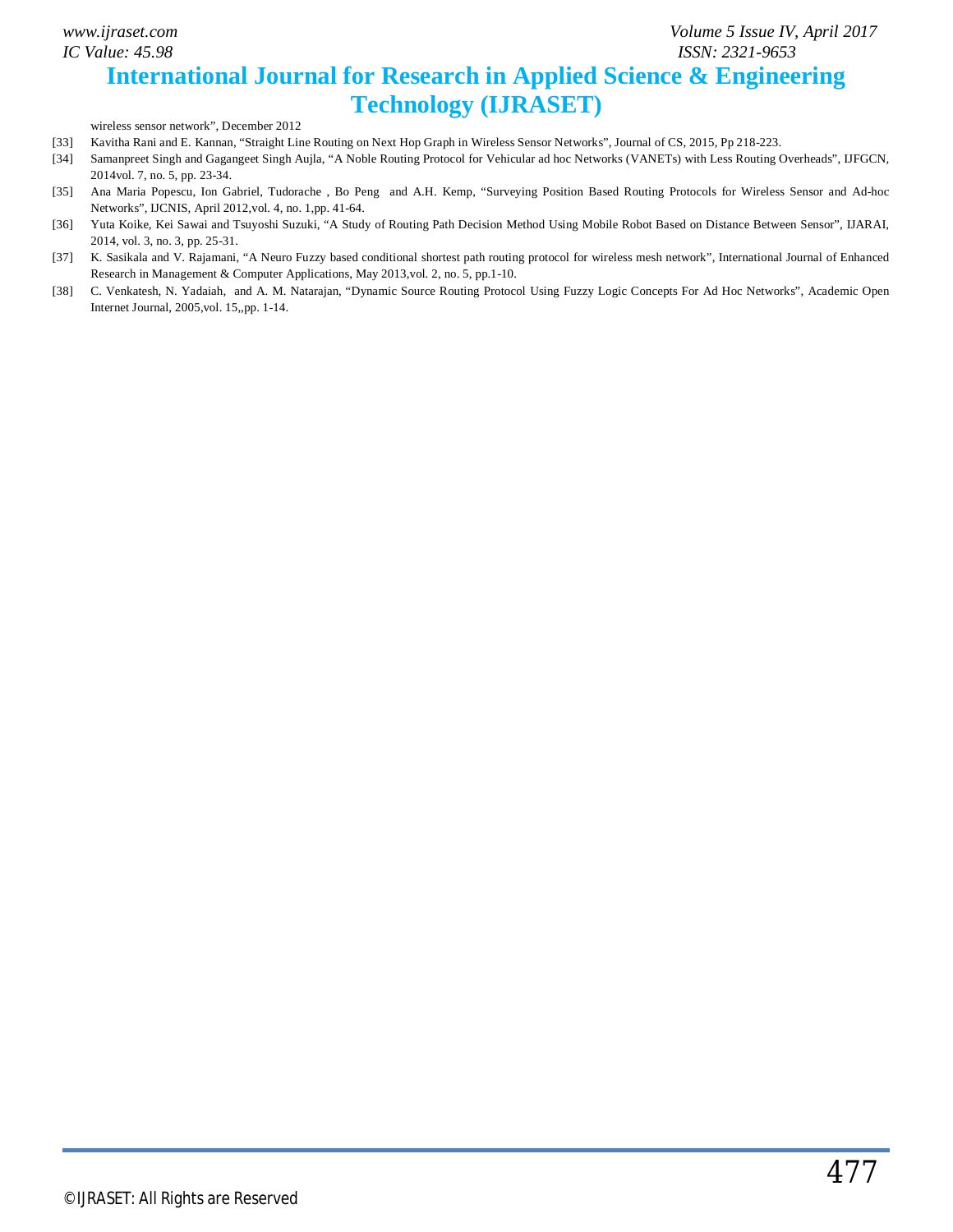wireless sensor network", December 2012

[33] Kavitha Rani and E. Kannan, "Straight Line Routing on Next Hop Graph in Wireless Sensor Networks", Journal of CS, 2015, Pp 218-223.

[34] Samanpreet Singh and Gagangeet Singh Aujla, "A Noble Routing Protocol for Vehicular ad hoc Networks (VANETs) with Less Routing Overheads", IJFGCN, 2014vol. 7, no. 5, pp. 23-34.

[35] Ana Maria Popescu, Ion Gabriel, Tudorache , Bo Peng and A.H. Kemp, "Surveying Position Based Routing Protocols for Wireless Sensor and Ad-hoc Networks", IJCNIS, April 2012,vol. 4, no. 1,pp. 41-64.

[36] Yuta Koike, Kei Sawai and Tsuyoshi Suzuki, "A Study of Routing Path Decision Method Using Mobile Robot Based on Distance Between Sensor", IJARAI, 2014, vol. 3, no. 3, pp. 25-31.

[37] K. Sasikala and V. Rajamani, "A Neuro Fuzzy based conditional shortest path routing protocol for wireless mesh network", International Journal of Enhanced Research in Management & Computer Applications, May 2013,vol. 2, no. 5, pp.1-10.

[38] C. Venkatesh, N. Yadaiah, and A. M. Natarajan, "Dynamic Source Routing Protocol Using Fuzzy Logic Concepts For Ad Hoc Networks", Academic Open Internet Journal, 2005,vol. 15,,pp. 1-14.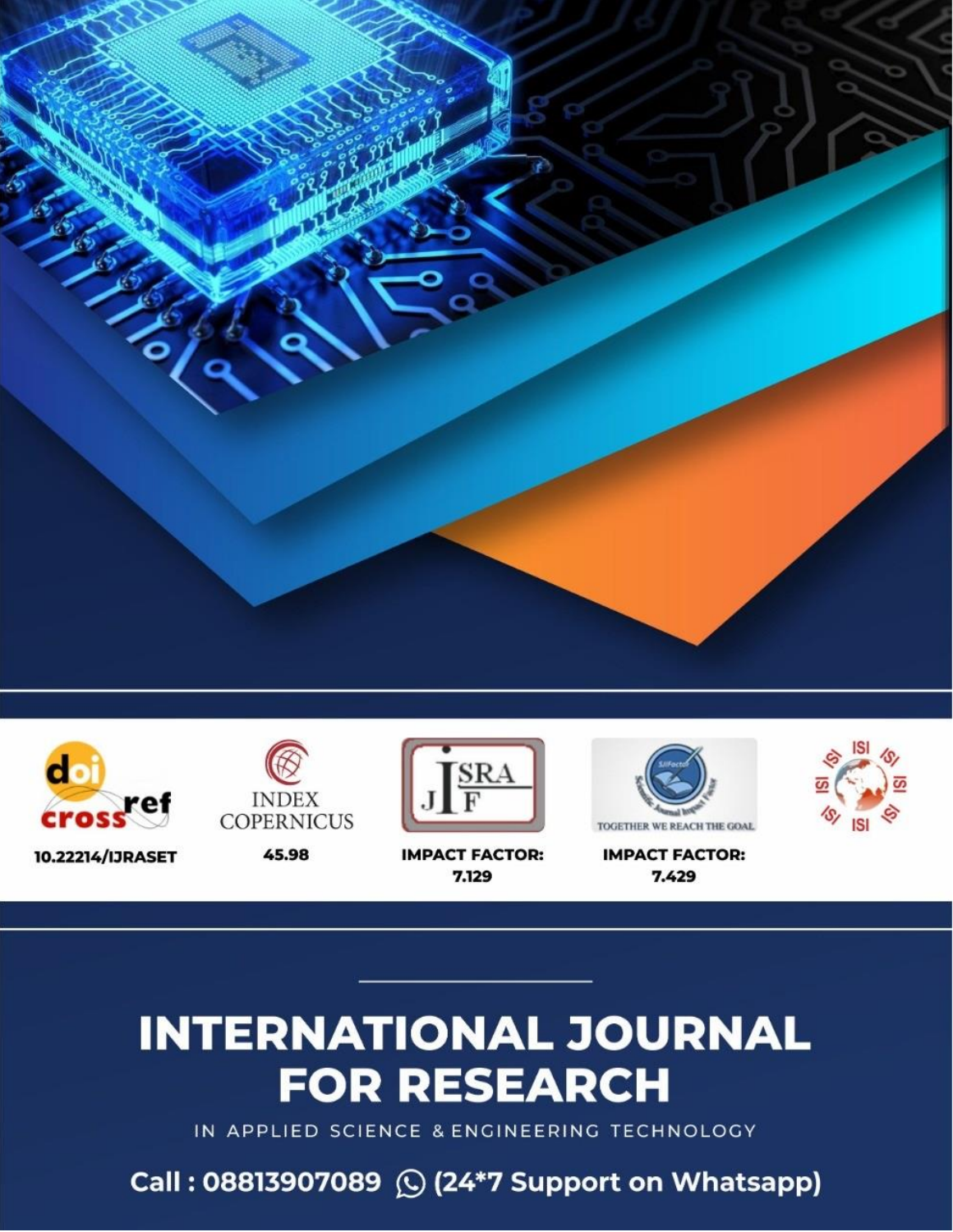10.22214/IJRASET

INDEX COPERNICUS

45.98

IMPACT FACTOR: 7.129

IMPACT FACTOR: 7.429

# INTERNATIONAL JOURNAL FOR RESEARCH

IN APPLIED SCIENCE & ENGINEERING TECHNOLOGY

Call : 08813907089 (24*7 Support on Whatsapp)